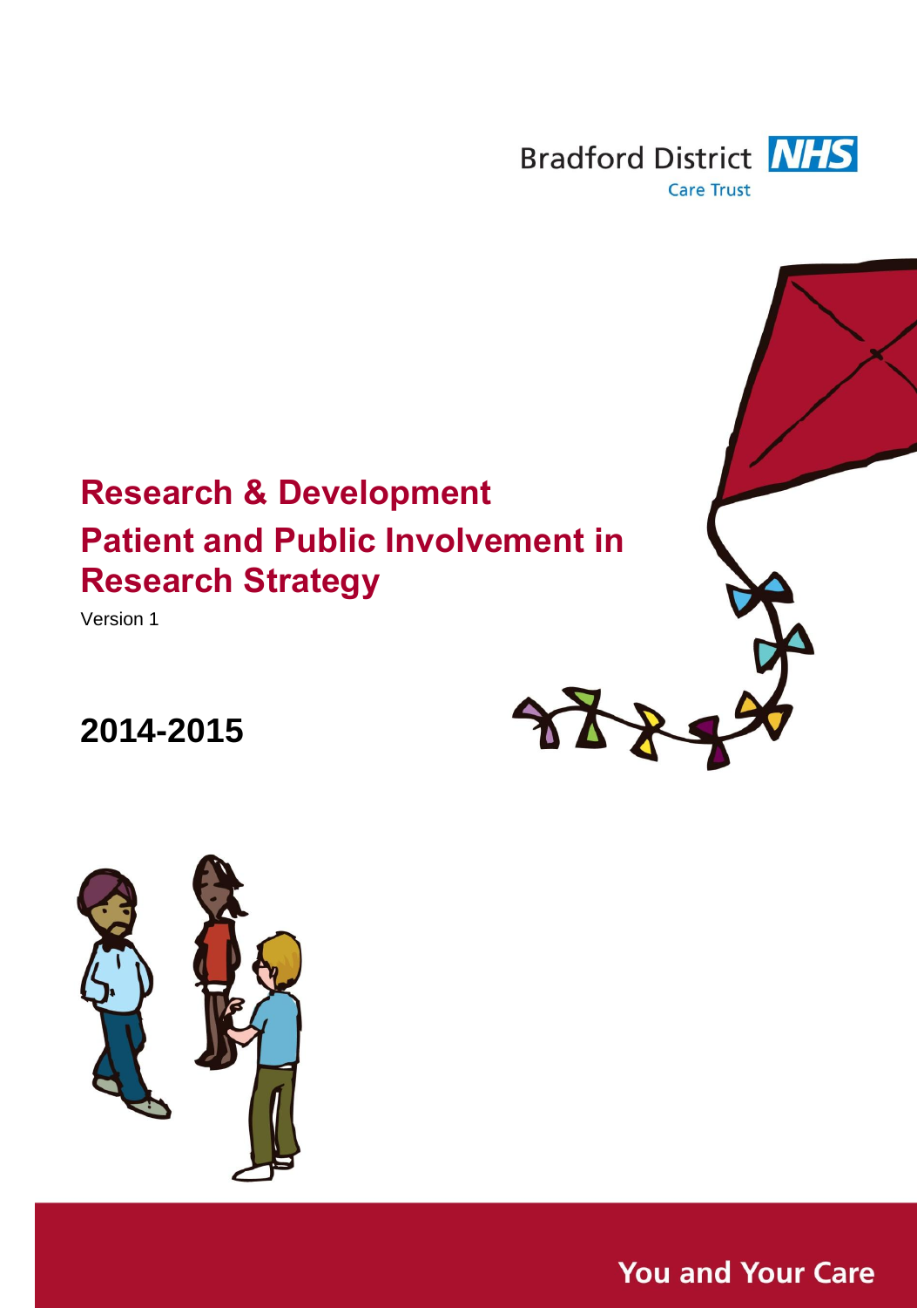Bradford District NHS Care Trust

# Research & Development
# Patient and Public Involvement in Research Strategy

Version 1

## 2014-2015

You and Your Care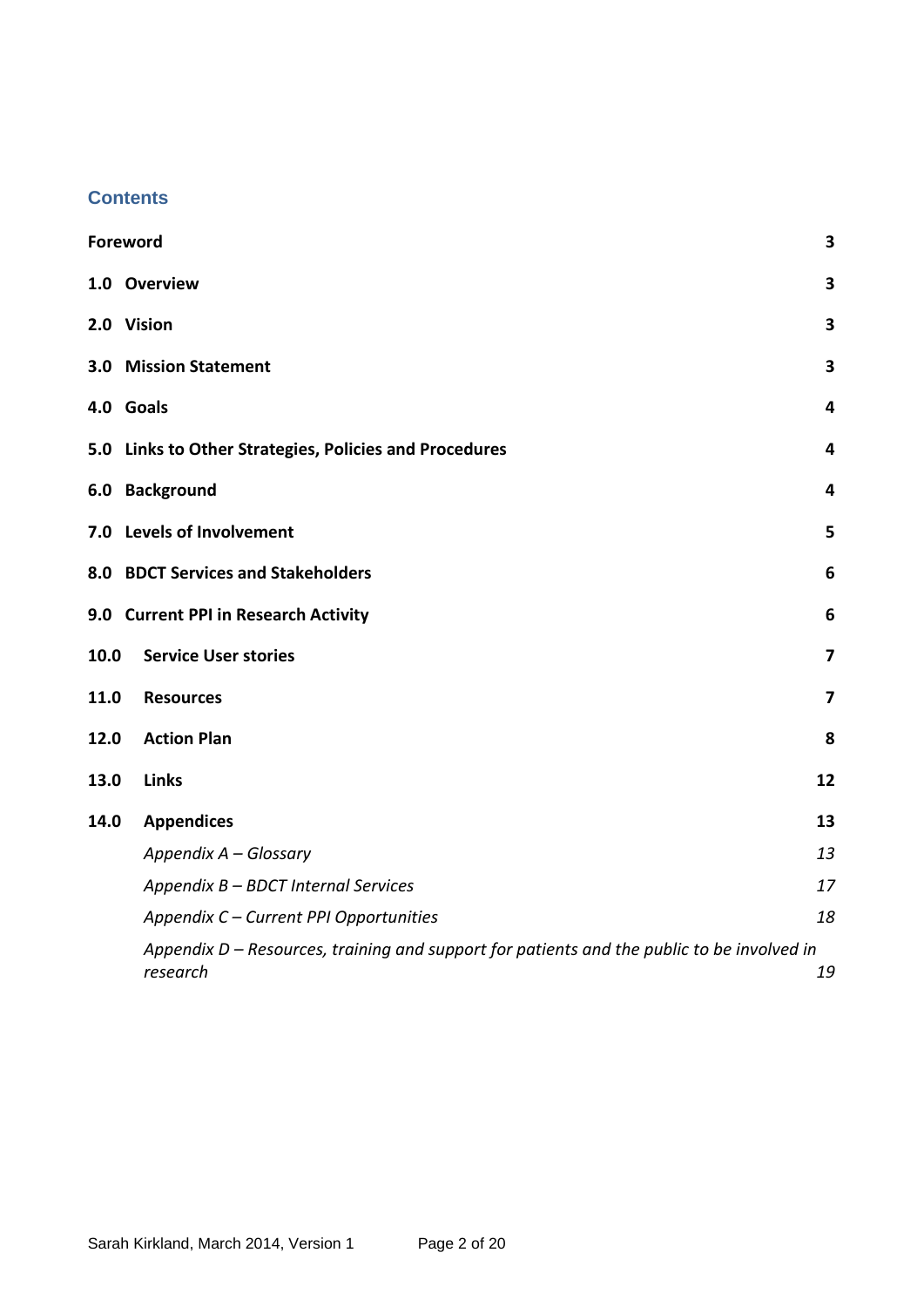## Contents

| | |
|---|---|
| **Foreword** | **3** |
| **1.0 Overview** | **3** |
| **2.0 Vision** | **3** |
| **3.0 Mission Statement** | **3** |
| **4.0 Goals** | **4** |
| **5.0 Links to Other Strategies, Policies and Procedures** | **4** |
| **6.0 Background** | **4** |
| **7.0 Levels of Involvement** | **5** |
| **8.0 BDCT Services and Stakeholders** | **6** |
| **9.0 Current PPI in Research Activity** | **6** |
| **10.0 Service User stories** | **7** |
| **11.0 Resources** | **7** |
| **12.0 Action Plan** | **8** |
| **13.0 Links** | **12** |
| **14.0 Appendices** | **13** |
| *Appendix A – Glossary* | *13* |
| *Appendix B – BDCT Internal Services* | *17* |
| *Appendix C – Current PPI Opportunities* | *18* |
| *Appendix D – Resources, training and support for patients and the public to be involved in research* | *19* |

Sarah Kirkland, March 2014, Version 1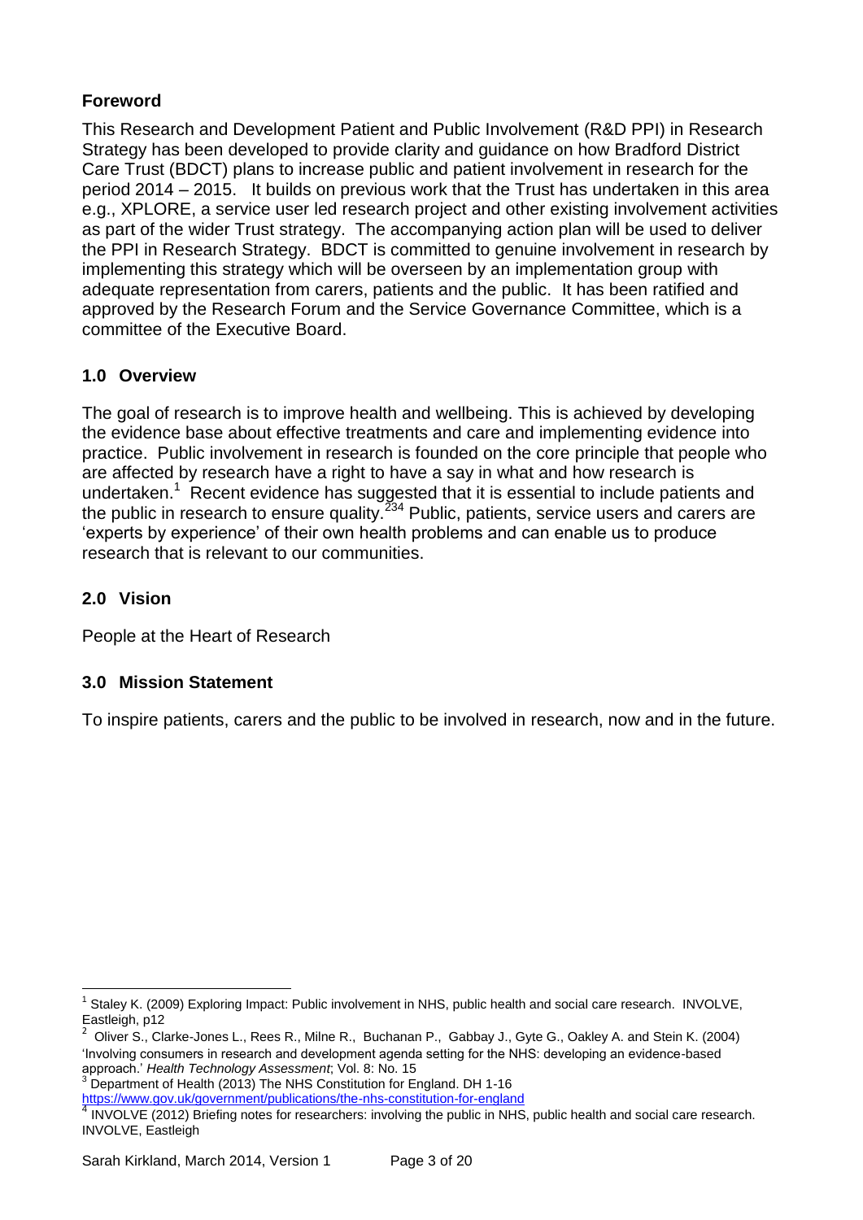## Foreword

This Research and Development Patient and Public Involvement (R&D PPI) in Research Strategy has been developed to provide clarity and guidance on how Bradford District Care Trust (BDCT) plans to increase public and patient involvement in research for the period 2014 – 2015. It builds on previous work that the Trust has undertaken in this area e.g., XPLORE, a service user led research project and other existing involvement activities as part of the wider Trust strategy. The accompanying action plan will be used to deliver the PPI in Research Strategy. BDCT is committed to genuine involvement in research by implementing this strategy which will be overseen by an implementation group with adequate representation from carers, patients and the public. It has been ratified and approved by the Research Forum and the Service Governance Committee, which is a committee of the Executive Board.

## 1.0 Overview

The goal of research is to improve health and wellbeing. This is achieved by developing the evidence base about effective treatments and care and implementing evidence into practice. Public involvement in research is founded on the core principle that people who are affected by research have a right to have a say in what and how research is undertaken.[1] Recent evidence has suggested that it is essential to include patients and the public in research to ensure quality.[2,3,4] Public, patients, service users and carers are 'experts by experience' of their own health problems and can enable us to produce research that is relevant to our communities.

## 2.0 Vision

People at the Heart of Research

## 3.0 Mission Statement

To inspire patients, carers and the public to be involved in research, now and in the future.

---

[1] Staley K. (2009) Exploring Impact: Public involvement in NHS, public health and social care research. INVOLVE, Eastleigh, p12

[2] Oliver S., Clarke-Jones L., Rees R., Milne R., Buchanan P., Gabbay J., Gyte G., Oakley A. and Stein K. (2004) 'Involving consumers in research and development agenda setting for the NHS: developing an evidence-based approach.' *Health Technology Assessment*; Vol. 8: No. 15

[3] Department of Health (2013) The NHS Constitution for England. DH 1-16 https://www.gov.uk/government/publications/the-nhs-constitution-for-england

[4] INVOLVE (2012) Briefing notes for researchers: involving the public in NHS, public health and social care research. INVOLVE, Eastleigh

Sarah Kirkland, March 2014, Version 1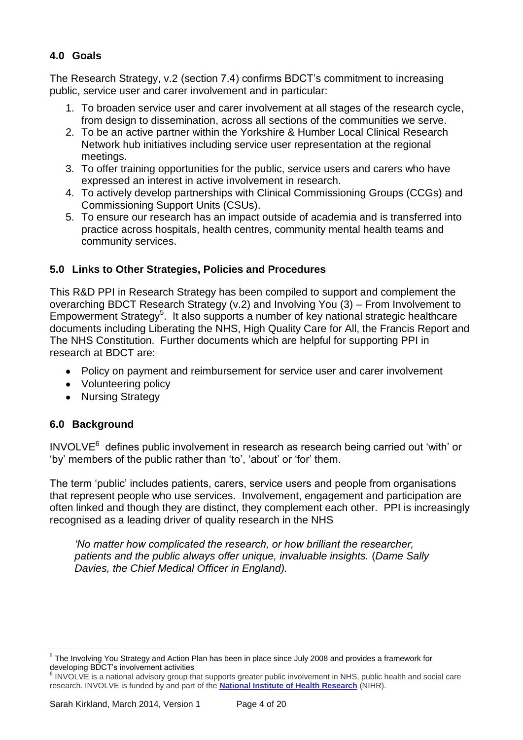## 4.0 Goals

The Research Strategy, v.2 (section 7.4) confirms BDCT's commitment to increasing public, service user and carer involvement and in particular:

1. To broaden service user and carer involvement at all stages of the research cycle, from design to dissemination, across all sections of the communities we serve.
2. To be an active partner within the Yorkshire & Humber Local Clinical Research Network hub initiatives including service user representation at the regional meetings.
3. To offer training opportunities for the public, service users and carers who have expressed an interest in active involvement in research.
4. To actively develop partnerships with Clinical Commissioning Groups (CCGs) and Commissioning Support Units (CSUs).
5. To ensure our research has an impact outside of academia and is transferred into practice across hospitals, health centres, community mental health teams and community services.

## 5.0 Links to Other Strategies, Policies and Procedures

This R&D PPI in Research Strategy has been compiled to support and complement the overarching BDCT Research Strategy (v.2) and Involving You (3) – From Involvement to Empowerment Strategy[5]. It also supports a number of key national strategic healthcare documents including Liberating the NHS, High Quality Care for All, the Francis Report and The NHS Constitution. Further documents which are helpful for supporting PPI in research at BDCT are:

- Policy on payment and reimbursement for service user and carer involvement
- Volunteering policy
- Nursing Strategy

## 6.0 Background

INVOLVE[6] defines public involvement in research as research being carried out 'with' or 'by' members of the public rather than 'to', 'about' or 'for' them.

The term 'public' includes patients, carers, service users and people from organisations that represent people who use services. Involvement, engagement and participation are often linked and though they are distinct, they complement each other. PPI is increasingly recognised as a leading driver of quality research in the NHS

> *'No matter how complicated the research, or how brilliant the researcher, patients and the public always offer unique, invaluable insights.* (*Dame Sally Davies, the Chief Medical Officer in England).*

---

[5] The Involving You Strategy and Action Plan has been in place since July 2008 and provides a framework for developing BDCT's involvement activities

[6] INVOLVE is a national advisory group that supports greater public involvement in NHS, public health and social care research. INVOLVE is funded by and part of the **National Institute of Health Research** (NIHR).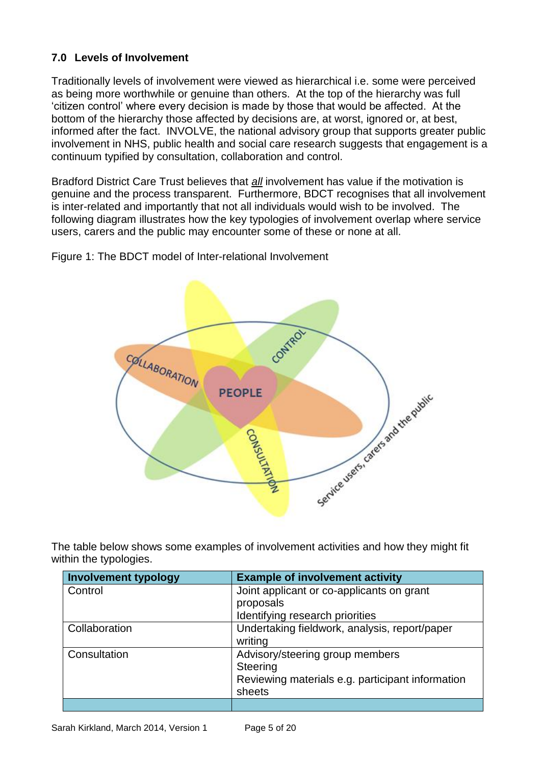## 7.0 Levels of Involvement

Traditionally levels of involvement were viewed as hierarchical i.e. some were perceived as being more worthwhile or genuine than others. At the top of the hierarchy was full 'citizen control' where every decision is made by those that would be affected. At the bottom of the hierarchy those affected by decisions are, at worst, ignored or, at best, informed after the fact. INVOLVE, the national advisory group that supports greater public involvement in NHS, public health and social care research suggests that engagement is a continuum typified by consultation, collaboration and control.

Bradford District Care Trust believes that ***all*** involvement has value if the motivation is genuine and the process transparent. Furthermore, BDCT recognises that all involvement is inter-related and importantly that not all individuals would wish to be involved. The following diagram illustrates how the key typologies of involvement overlap where service users, carers and the public may encounter some of these or none at all.

Figure 1: The BDCT model of Inter-relational Involvement

The table below shows some examples of involvement activities and how they might fit within the typologies.

| Involvement typology | Example of involvement activity |
|---|---|
| Control | Joint applicant or co-applicants on grant proposals<br>Identifying research priorities |
| Collaboration | Undertaking fieldwork, analysis, report/paper writing |
| Consultation | Advisory/steering group members<br>Steering<br>Reviewing materials e.g. participant information sheets |
| | |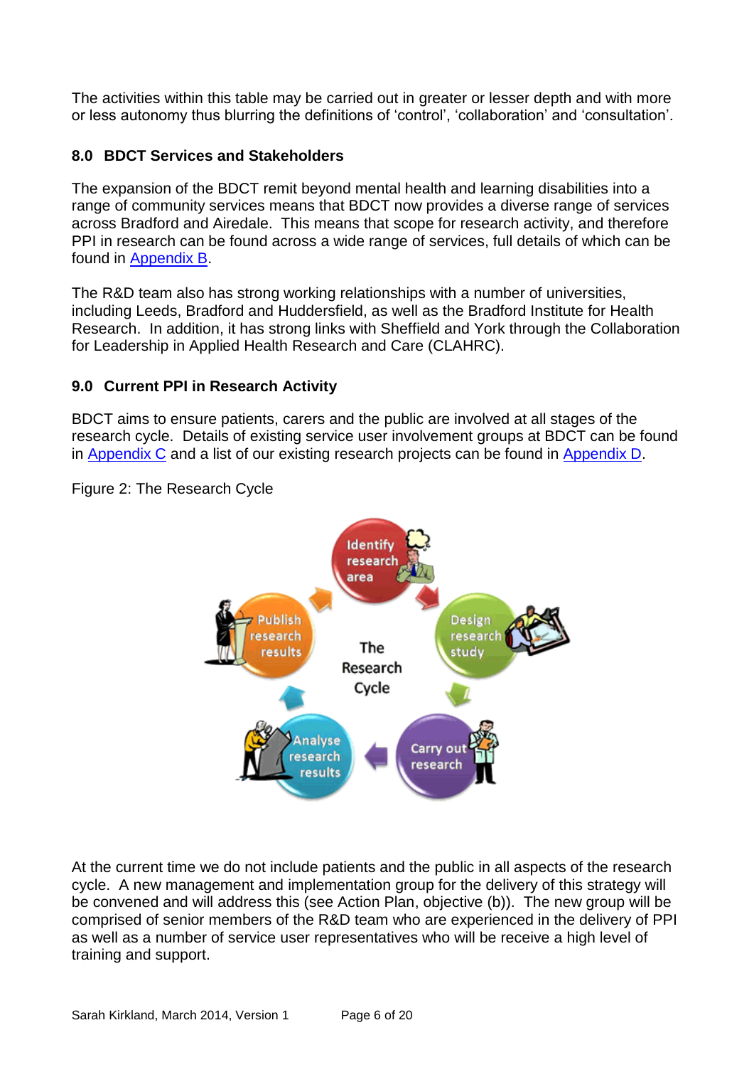The activities within this table may be carried out in greater or lesser depth and with more or less autonomy thus blurring the definitions of 'control', 'collaboration' and 'consultation'.

## 8.0 BDCT Services and Stakeholders

The expansion of the BDCT remit beyond mental health and learning disabilities into a range of community services means that BDCT now provides a diverse range of services across Bradford and Airedale. This means that scope for research activity, and therefore PPI in research can be found across a wide range of services, full details of which can be found in Appendix B.

The R&D team also has strong working relationships with a number of universities, including Leeds, Bradford and Huddersfield, as well as the Bradford Institute for Health Research. In addition, it has strong links with Sheffield and York through the Collaboration for Leadership in Applied Health Research and Care (CLAHRC).

## 9.0 Current PPI in Research Activity

BDCT aims to ensure patients, carers and the public are involved at all stages of the research cycle. Details of existing service user involvement groups at BDCT can be found in Appendix C and a list of our existing research projects can be found in Appendix D.

Figure 2: The Research Cycle

At the current time we do not include patients and the public in all aspects of the research cycle. A new management and implementation group for the delivery of this strategy will be convened and will address this (see Action Plan, objective (b)). The new group will be comprised of senior members of the R&D team who are experienced in the delivery of PPI as well as a number of service user representatives who will be receive a high level of training and support.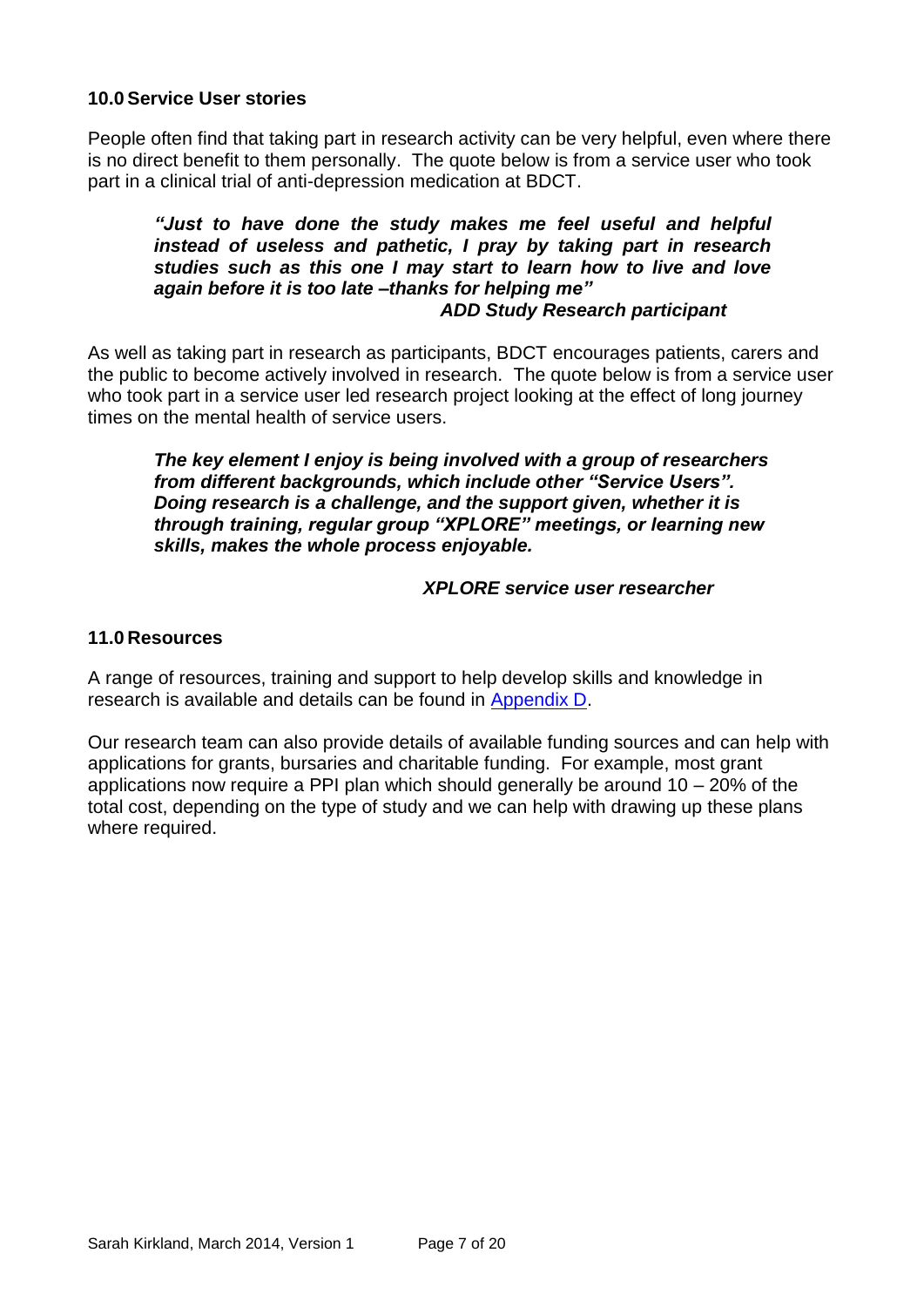## 10.0 Service User stories

People often find that taking part in research activity can be very helpful, even where there is no direct benefit to them personally. The quote below is from a service user who took part in a clinical trial of anti-depression medication at BDCT.

> ***"Just to have done the study makes me feel useful and helpful instead of useless and pathetic, I pray by taking part in research studies such as this one I may start to learn how to live and love again before it is too late –thanks for helping me"***
>
> ***ADD Study Research participant***

As well as taking part in research as participants, BDCT encourages patients, carers and the public to become actively involved in research. The quote below is from a service user who took part in a service user led research project looking at the effect of long journey times on the mental health of service users.

> ***The key element I enjoy is being involved with a group of researchers from different backgrounds, which include other "Service Users". Doing research is a challenge, and the support given, whether it is through training, regular group "XPLORE" meetings, or learning new skills, makes the whole process enjoyable.***
>
> ***XPLORE service user researcher***

## 11.0 Resources

A range of resources, training and support to help develop skills and knowledge in research is available and details can be found in Appendix D.

Our research team can also provide details of available funding sources and can help with applications for grants, bursaries and charitable funding. For example, most grant applications now require a PPI plan which should generally be around 10 – 20% of the total cost, depending on the type of study and we can help with drawing up these plans where required.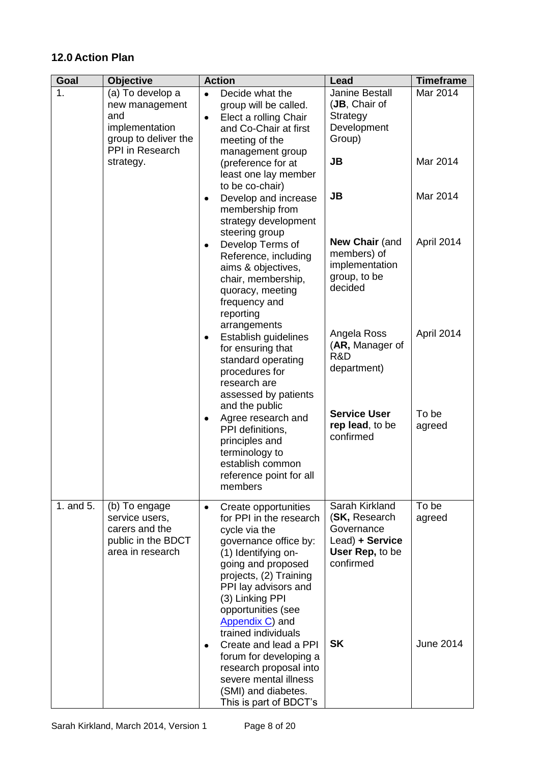## 12.0 Action Plan

| Goal | Objective | Action | Lead | Timeframe |
|---|---|---|---|---|
| 1. | (a) To develop a new management and implementation group to deliver the PPI in Research strategy. | • Decide what the group will be called.<br>• Elect a rolling Chair and Co-Chair at first meeting of the management group (preference for at least one lay member to be co-chair) | Janine Bestall (**JB**, Chair of Strategy Development Group)<br><br>**JB** | Mar 2014<br><br>Mar 2014 |
| | | • Develop and increase membership from strategy development steering group | **JB** | Mar 2014 |
| | | • Develop Terms of Reference, including aims & objectives, chair, membership, quoracy, meeting frequency and reporting arrangements | **New Chair** (and members) of implementation group, to be decided | April 2014 |
| | | • Establish guidelines for ensuring that standard operating procedures for research are assessed by patients and the public | Angela Ross (**AR,** Manager of R&D department) | April 2014 |
| | | • Agree research and PPI definitions, principles and terminology to establish common reference point for all members | **Service User rep lead**, to be confirmed | To be agreed |
| 1. and 5. | (b) To engage service users, carers and the public in the BDCT area in research | • Create opportunities for PPI in the research cycle via the governance office by: (1) Identifying on-going and proposed projects, (2) Training PPI lay advisors and (3) Linking PPI opportunities (see Appendix C) and trained individuals | Sarah Kirkland (**SK,** Research Governance Lead) **+ Service User Rep,** to be confirmed | To be agreed |
| | | • Create and lead a PPI forum for developing a research proposal into severe mental illness (SMI) and diabetes. This is part of BDCT's | **SK** | June 2014 |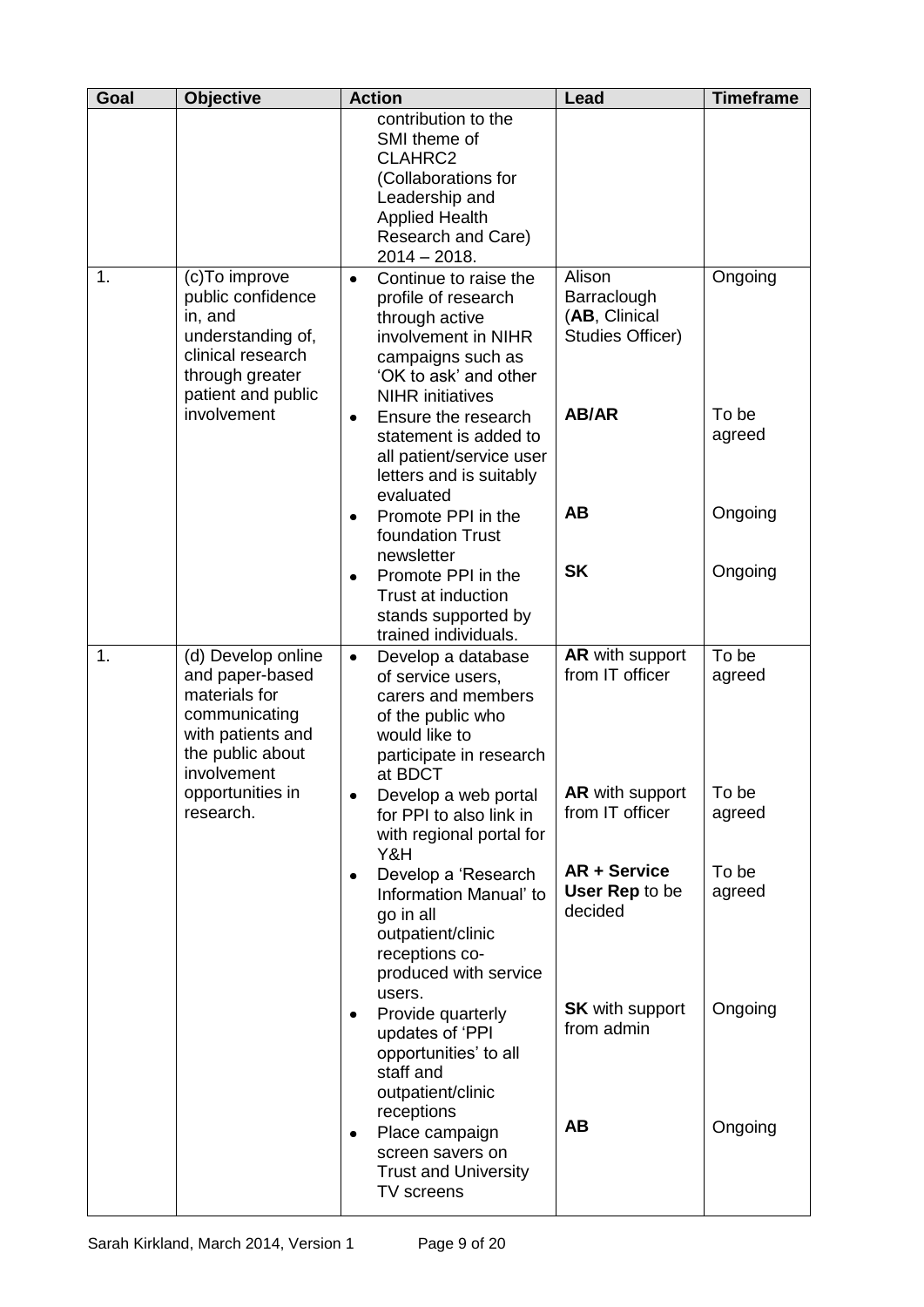| Goal | Objective | Action | Lead | Timeframe |
|---|---|---|---|---|
| | | contribution to the SMI theme of CLAHRC2 (Collaborations for Leadership and Applied Health Research and Care) 2014 – 2018. | | |
| 1. | (c)To improve public confidence in, and understanding of, clinical research through greater patient and public involvement | • Continue to raise the profile of research through active involvement in NIHR campaigns such as 'OK to ask' and other NIHR initiatives | Alison Barraclough (**AB**, Clinical Studies Officer) | Ongoing |
| | | • Ensure the research statement is added to all patient/service user letters and is suitably evaluated | **AB/AR** | To be agreed |
| | | • Promote PPI in the foundation Trust newsletter | **AB** | Ongoing |
| | | • Promote PPI in the Trust at induction stands supported by trained individuals. | **SK** | Ongoing |
| 1. | (d) Develop online and paper-based materials for communicating with patients and the public about involvement opportunities in research. | • Develop a database of service users, carers and members of the public who would like to participate in research at BDCT | **AR** with support from IT officer | To be agreed |
| | | • Develop a web portal for PPI to also link in with regional portal for Y&H | **AR** with support from IT officer | To be agreed |
| | | • Develop a 'Research Information Manual' to go in all outpatient/clinic receptions co-produced with service users. | **AR + Service User Rep** to be decided | To be agreed |
| | | • Provide quarterly updates of 'PPI opportunities' to all staff and outpatient/clinic receptions | **SK** with support from admin | Ongoing |
| | | • Place campaign screen savers on Trust and University TV screens | **AB** | Ongoing |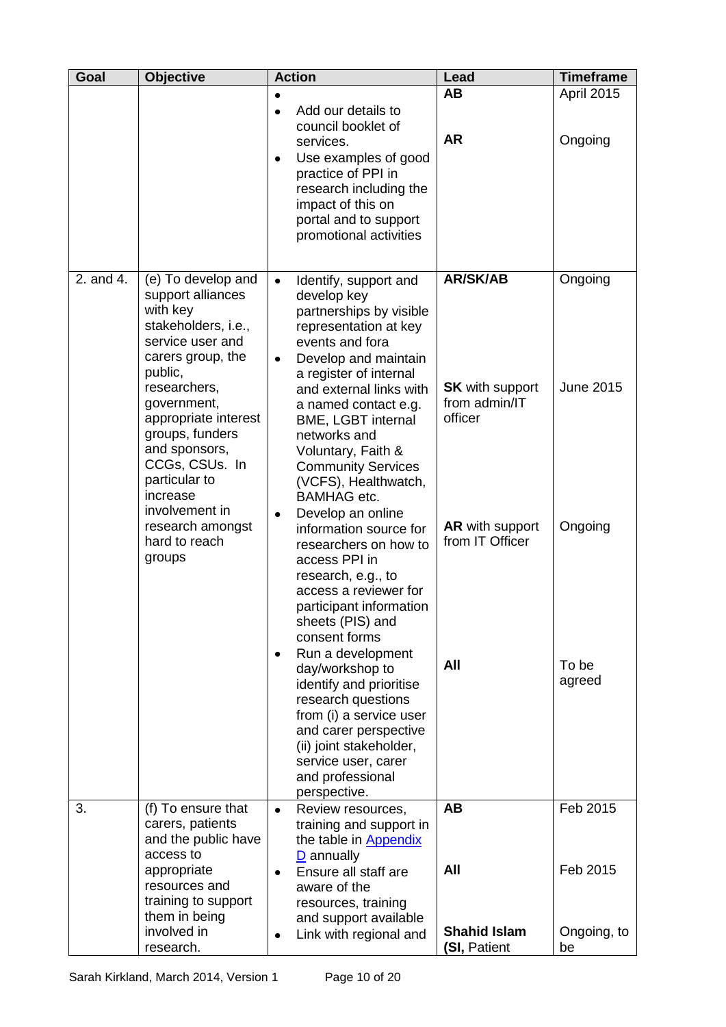| Goal | Objective | Action | Lead | Timeframe |
|---|---|---|---|---|
| | | • <br>• Add our details to council booklet of services.<br>• Use examples of good practice of PPI in research including the impact of this on portal and to support promotional activities | **AB**<br><br>**AR** | April 2015<br><br>Ongoing |
| 2. and 4. | (e) To develop and support alliances with key stakeholders, i.e., service user and carers group, the public, researchers, government, appropriate interest groups, funders and sponsors, CCGs, CSUs. In particular to increase involvement in research amongst hard to reach groups | • Identify, support and develop key partnerships by visible representation at key events and fora<br>• Develop and maintain a register of internal and external links with a named contact e.g. BME, LGBT internal networks and Voluntary, Faith & Community Services (VCFS), Healthwatch, BAMHAG etc.<br>• Develop an online information source for researchers on how to access PPI in research, e.g., to access a reviewer for participant information sheets (PIS) and consent forms<br>• Run a development day/workshop to identify and prioritise research questions from (i) a service user and carer perspective (ii) joint stakeholder, service user, carer and professional perspective. | **AR/SK/AB**<br><br>**SK** with support from admin/IT officer<br><br>**AR** with support from IT Officer<br><br>**All** | Ongoing<br><br>June 2015<br><br>Ongoing<br><br>To be agreed |
| 3. | (f) To ensure that carers, patients and the public have access to appropriate resources and training to support them in being involved in research. | • Review resources, training and support in the table in [Appendix D](#) annually<br>• Ensure all staff are aware of the resources, training and support available<br>• Link with regional and | **AB**<br><br>**All**<br><br>**Shahid Islam (SI,** Patient | Feb 2015<br><br>Feb 2015<br><br>Ongoing, to be |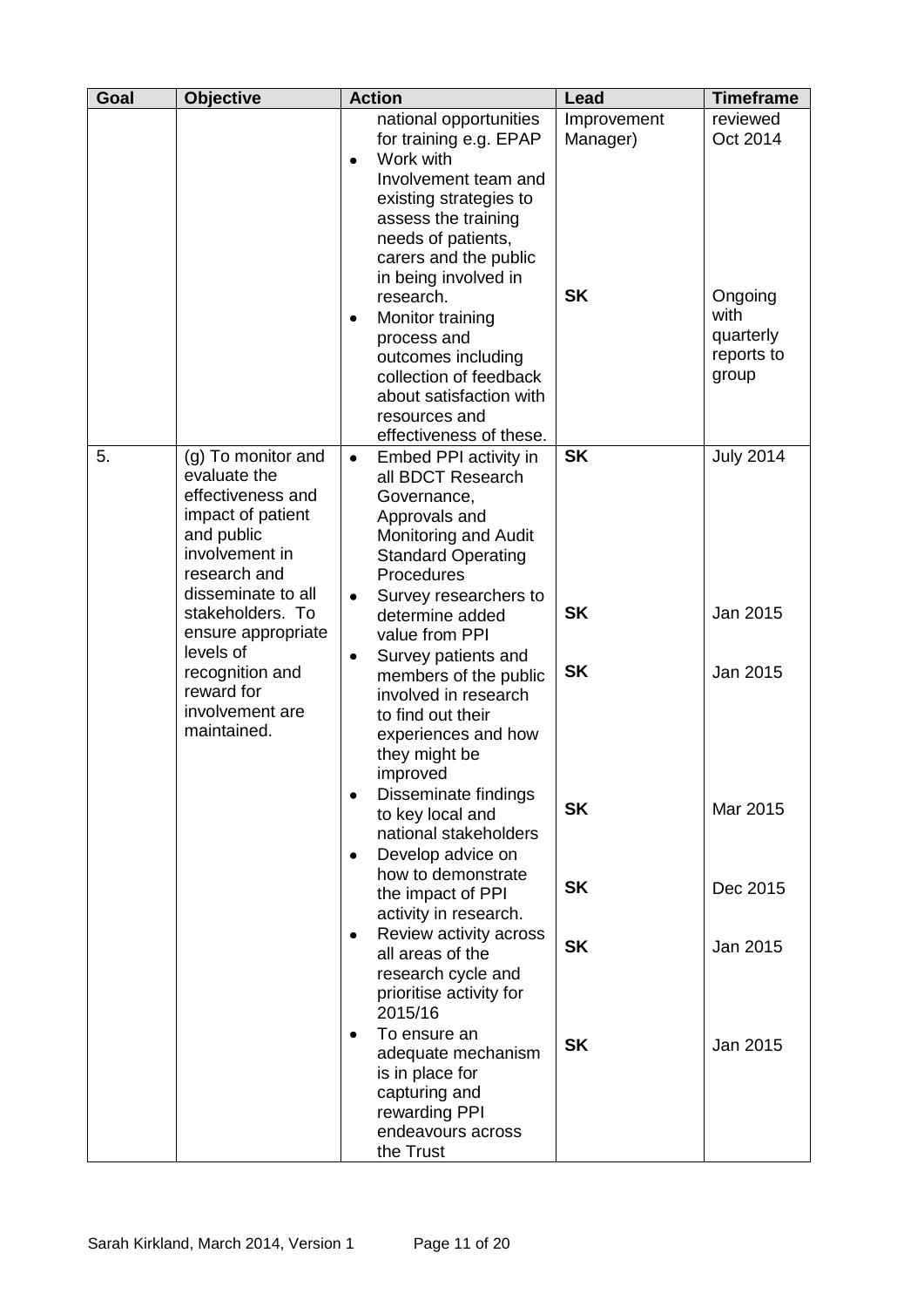| Goal | Objective | Action | Lead | Timeframe |
|---|---|---|---|---|
| | | national opportunities for training e.g. EPAP<br>• Work with Involvement team and existing strategies to assess the training needs of patients, carers and the public in being involved in research.<br>• Monitor training process and outcomes including collection of feedback about satisfaction with resources and effectiveness of these. | Improvement Manager)<br><br>**SK** | reviewed Oct 2014<br><br>Ongoing with quarterly reports to group |
| 5. | (g) To monitor and evaluate the effectiveness and impact of patient and public involvement in research and disseminate to all stakeholders. To ensure appropriate levels of recognition and reward for involvement are maintained. | • Embed PPI activity in all BDCT Research Governance, Approvals and Monitoring and Audit Standard Operating Procedures | **SK** | July 2014 |
| | | • Survey researchers to determine added value from PPI | **SK** | Jan 2015 |
| | | • Survey patients and members of the public involved in research to find out their experiences and how they might be improved | **SK** | Jan 2015 |
| | | • Disseminate findings to key local and national stakeholders | **SK** | Mar 2015 |
| | | • Develop advice on how to demonstrate the impact of PPI activity in research. | **SK** | Dec 2015 |
| | | • Review activity across all areas of the research cycle and prioritise activity for 2015/16 | **SK** | Jan 2015 |
| | | • To ensure an adequate mechanism is in place for capturing and rewarding PPI endeavours across the Trust | **SK** | Jan 2015 |

Sarah Kirkland, March 2014, Version 1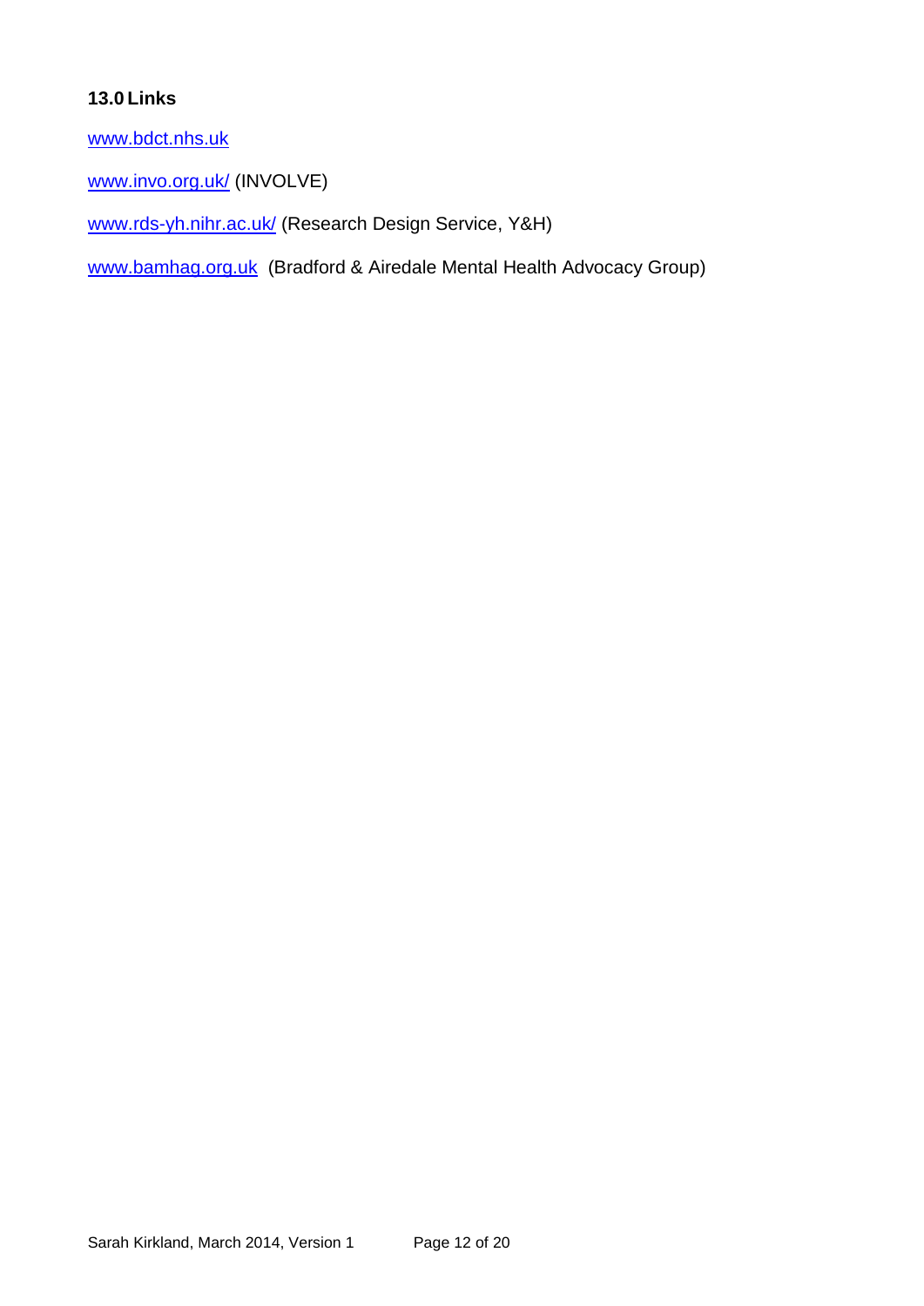### 13.0 Links

[www.bdct.nhs.uk](http://www.bdct.nhs.uk)

[www.invo.org.uk/](http://www.invo.org.uk/) (INVOLVE)

[www.rds-yh.nihr.ac.uk/](http://www.rds-yh.nihr.ac.uk/) (Research Design Service, Y&H)

[www.bamhag.org.uk](http://www.bamhag.org.uk) (Bradford & Airedale Mental Health Advocacy Group)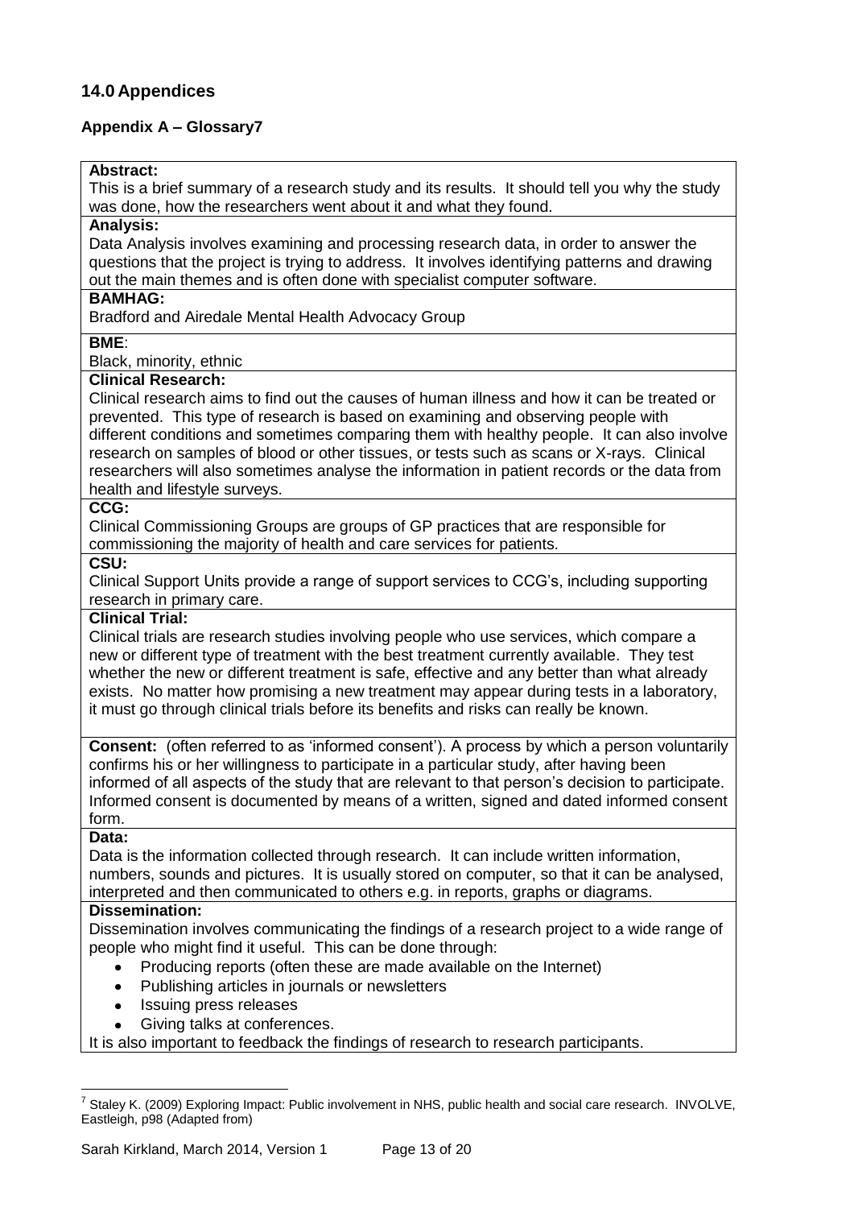## 14.0 Appendices

### Appendix A – Glossary[7]

**Abstract:**
This is a brief summary of a research study and its results. It should tell you why the study was done, how the researchers went about it and what they found.

**Analysis:**
Data Analysis involves examining and processing research data, in order to answer the questions that the project is trying to address. It involves identifying patterns and drawing out the main themes and is often done with specialist computer software.

**BAMHAG:**
Bradford and Airedale Mental Health Advocacy Group

**BME**:
Black, minority, ethnic

**Clinical Research:**
Clinical research aims to find out the causes of human illness and how it can be treated or prevented. This type of research is based on examining and observing people with different conditions and sometimes comparing them with healthy people. It can also involve research on samples of blood or other tissues, or tests such as scans or X-rays. Clinical researchers will also sometimes analyse the information in patient records or the data from health and lifestyle surveys.

**CCG:**
Clinical Commissioning Groups are groups of GP practices that are responsible for commissioning the majority of health and care services for patients.

**CSU:**
Clinical Support Units provide a range of support services to CCG's, including supporting research in primary care.

**Clinical Trial:**
Clinical trials are research studies involving people who use services, which compare a new or different type of treatment with the best treatment currently available. They test whether the new or different treatment is safe, effective and any better than what already exists. No matter how promising a new treatment may appear during tests in a laboratory, it must go through clinical trials before its benefits and risks can really be known.

**Consent:** (often referred to as 'informed consent'). A process by which a person voluntarily confirms his or her willingness to participate in a particular study, after having been informed of all aspects of the study that are relevant to that person's decision to participate. Informed consent is documented by means of a written, signed and dated informed consent form.

**Data:**
Data is the information collected through research. It can include written information, numbers, sounds and pictures. It is usually stored on computer, so that it can be analysed, interpreted and then communicated to others e.g. in reports, graphs or diagrams.

**Dissemination:**
Dissemination involves communicating the findings of a research project to a wide range of people who might find it useful. This can be done through:

- Producing reports (often these are made available on the Internet)
- Publishing articles in journals or newsletters
- Issuing press releases
- Giving talks at conferences.

It is also important to feedback the findings of research to research participants.

---

[7] Staley K. (2009) Exploring Impact: Public involvement in NHS, public health and social care research. INVOLVE, Eastleigh, p98 (Adapted from)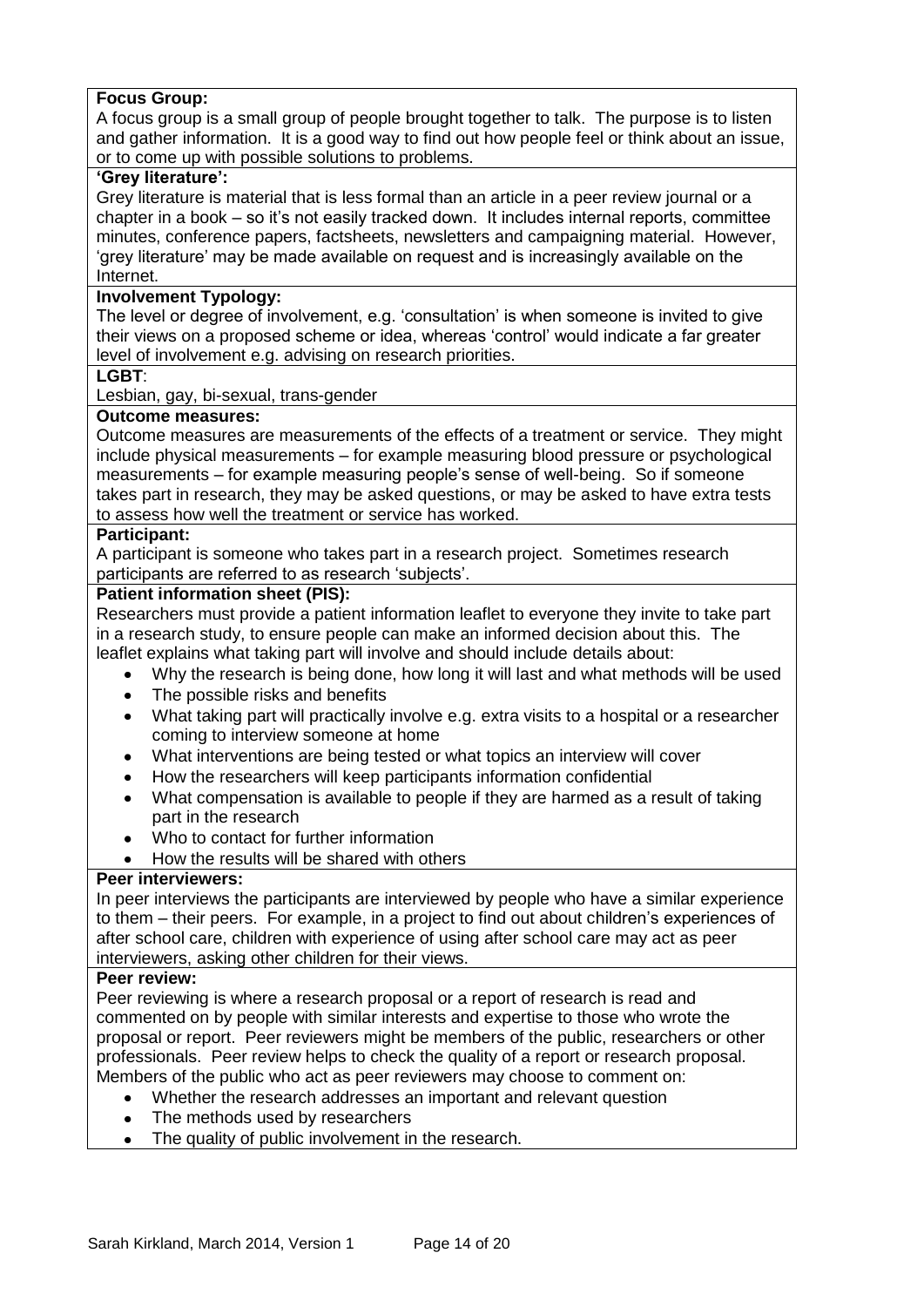**Focus Group:**
A focus group is a small group of people brought together to talk. The purpose is to listen and gather information. It is a good way to find out how people feel or think about an issue, or to come up with possible solutions to problems.

**'Grey literature':**
Grey literature is material that is less formal than an article in a peer review journal or a chapter in a book – so it's not easily tracked down. It includes internal reports, committee minutes, conference papers, factsheets, newsletters and campaigning material. However, 'grey literature' may be made available on request and is increasingly available on the Internet.

**Involvement Typology:**
The level or degree of involvement, e.g. 'consultation' is when someone is invited to give their views on a proposed scheme or idea, whereas 'control' would indicate a far greater level of involvement e.g. advising on research priorities.

**LGBT**:
Lesbian, gay, bi-sexual, trans-gender

**Outcome measures:**
Outcome measures are measurements of the effects of a treatment or service. They might include physical measurements – for example measuring blood pressure or psychological measurements – for example measuring people's sense of well-being. So if someone takes part in research, they may be asked questions, or may be asked to have extra tests to assess how well the treatment or service has worked.

**Participant:**
A participant is someone who takes part in a research project. Sometimes research participants are referred to as research 'subjects'.

**Patient information sheet (PIS):**
Researchers must provide a patient information leaflet to everyone they invite to take part in a research study, to ensure people can make an informed decision about this. The leaflet explains what taking part will involve and should include details about:

- Why the research is being done, how long it will last and what methods will be used
- The possible risks and benefits
- What taking part will practically involve e.g. extra visits to a hospital or a researcher coming to interview someone at home
- What interventions are being tested or what topics an interview will cover
- How the researchers will keep participants information confidential
- What compensation is available to people if they are harmed as a result of taking part in the research
- Who to contact for further information
- How the results will be shared with others

**Peer interviewers:**
In peer interviews the participants are interviewed by people who have a similar experience to them – their peers. For example, in a project to find out about children's experiences of after school care, children with experience of using after school care may act as peer interviewers, asking other children for their views.

**Peer review:**
Peer reviewing is where a research proposal or a report of research is read and commented on by people with similar interests and expertise to those who wrote the proposal or report. Peer reviewers might be members of the public, researchers or other professionals. Peer review helps to check the quality of a report or research proposal. Members of the public who act as peer reviewers may choose to comment on:

- Whether the research addresses an important and relevant question
- The methods used by researchers
- The quality of public involvement in the research.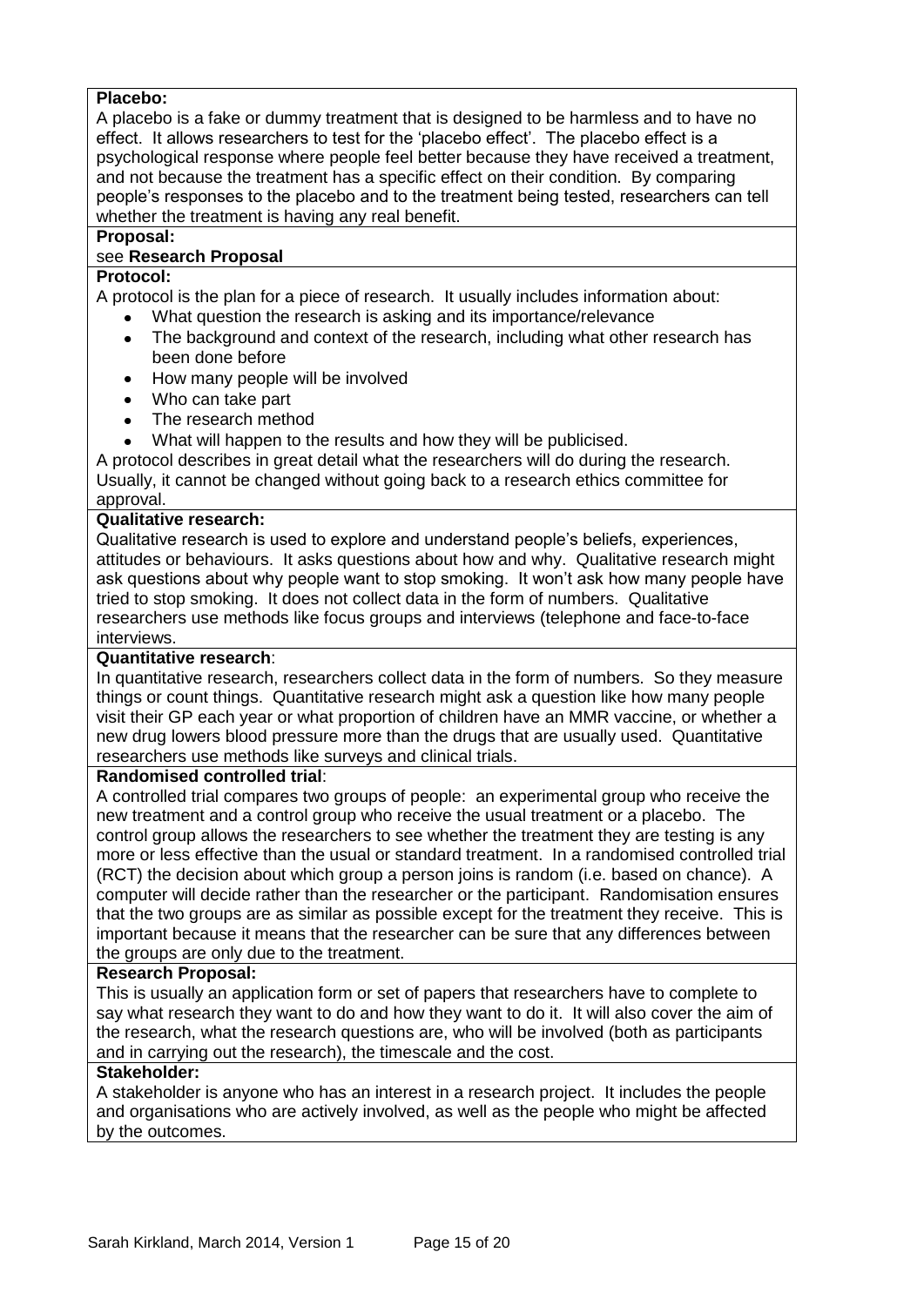**Placebo:**

A placebo is a fake or dummy treatment that is designed to be harmless and to have no effect. It allows researchers to test for the 'placebo effect'. The placebo effect is a psychological response where people feel better because they have received a treatment, and not because the treatment has a specific effect on their condition. By comparing people's responses to the placebo and to the treatment being tested, researchers can tell whether the treatment is having any real benefit.

**Proposal:**

see **Research Proposal**

**Protocol:**

A protocol is the plan for a piece of research. It usually includes information about:

- What question the research is asking and its importance/relevance
- The background and context of the research, including what other research has been done before
- How many people will be involved
- Who can take part
- The research method
- What will happen to the results and how they will be publicised.

A protocol describes in great detail what the researchers will do during the research. Usually, it cannot be changed without going back to a research ethics committee for approval.

**Qualitative research:**

Qualitative research is used to explore and understand people's beliefs, experiences, attitudes or behaviours. It asks questions about how and why. Qualitative research might ask questions about why people want to stop smoking. It won't ask how many people have tried to stop smoking. It does not collect data in the form of numbers. Qualitative researchers use methods like focus groups and interviews (telephone and face-to-face interviews.

**Quantitative research**:

In quantitative research, researchers collect data in the form of numbers. So they measure things or count things. Quantitative research might ask a question like how many people visit their GP each year or what proportion of children have an MMR vaccine, or whether a new drug lowers blood pressure more than the drugs that are usually used. Quantitative researchers use methods like surveys and clinical trials.

**Randomised controlled trial**:

A controlled trial compares two groups of people: an experimental group who receive the new treatment and a control group who receive the usual treatment or a placebo. The control group allows the researchers to see whether the treatment they are testing is any more or less effective than the usual or standard treatment. In a randomised controlled trial (RCT) the decision about which group a person joins is random (i.e. based on chance). A computer will decide rather than the researcher or the participant. Randomisation ensures that the two groups are as similar as possible except for the treatment they receive. This is important because it means that the researcher can be sure that any differences between the groups are only due to the treatment.

**Research Proposal:**

This is usually an application form or set of papers that researchers have to complete to say what research they want to do and how they want to do it. It will also cover the aim of the research, what the research questions are, who will be involved (both as participants and in carrying out the research), the timescale and the cost.

**Stakeholder:**

A stakeholder is anyone who has an interest in a research project. It includes the people and organisations who are actively involved, as well as the people who might be affected by the outcomes.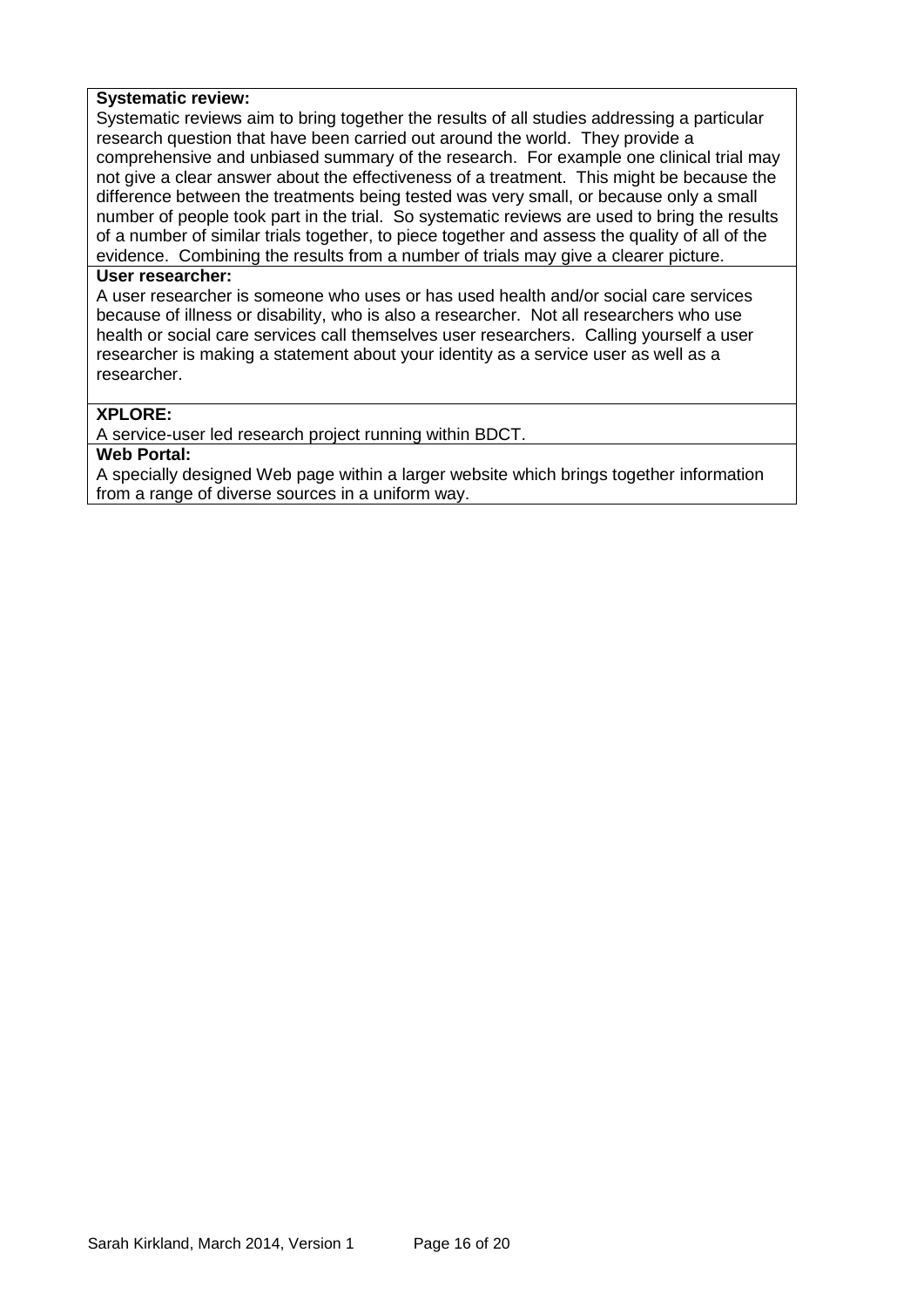**Systematic review:**
Systematic reviews aim to bring together the results of all studies addressing a particular research question that have been carried out around the world. They provide a comprehensive and unbiased summary of the research. For example one clinical trial may not give a clear answer about the effectiveness of a treatment. This might be because the difference between the treatments being tested was very small, or because only a small number of people took part in the trial. So systematic reviews are used to bring the results of a number of similar trials together, to piece together and assess the quality of all of the evidence. Combining the results from a number of trials may give a clearer picture.

**User researcher:**
A user researcher is someone who uses or has used health and/or social care services because of illness or disability, who is also a researcher. Not all researchers who use health or social care services call themselves user researchers. Calling yourself a user researcher is making a statement about your identity as a service user as well as a researcher.

**XPLORE:**
A service-user led research project running within BDCT.

**Web Portal:**
A specially designed Web page within a larger website which brings together information from a range of diverse sources in a uniform way.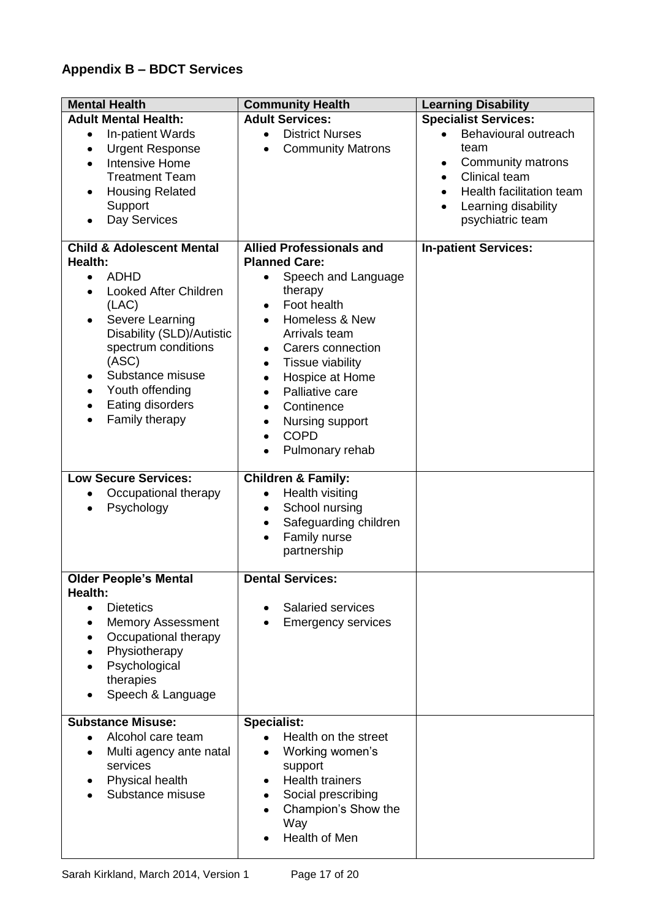## Appendix B – BDCT Services

| Mental Health | Community Health | Learning Disability |
|---|---|---|
| **Adult Mental Health:**<br>• In-patient Wards<br>• Urgent Response<br>• Intensive Home Treatment Team<br>• Housing Related Support<br>• Day Services | **Adult Services:**<br>• District Nurses<br>• Community Matrons | **Specialist Services:**<br>• Behavioural outreach team<br>• Community matrons<br>• Clinical team<br>• Health facilitation team<br>• Learning disability psychiatric team |
| **Child & Adolescent Mental Health:**<br>• ADHD<br>• Looked After Children (LAC)<br>• Severe Learning Disability (SLD)/Autistic spectrum conditions (ASC)<br>• Substance misuse<br>• Youth offending<br>• Eating disorders<br>• Family therapy | **Allied Professionals and Planned Care:**<br>• Speech and Language therapy<br>• Foot health<br>• Homeless & New Arrivals team<br>• Carers connection<br>• Tissue viability<br>• Hospice at Home<br>• Palliative care<br>• Continence<br>• Nursing support<br>• COPD<br>• Pulmonary rehab | **In-patient Services:** |
| **Low Secure Services:**<br>• Occupational therapy<br>• Psychology | **Children & Family:**<br>• Health visiting<br>• School nursing<br>• Safeguarding children<br>• Family nurse partnership | |
| **Older People's Mental Health:**<br>• Dietetics<br>• Memory Assessment<br>• Occupational therapy<br>• Physiotherapy<br>• Psychological therapies<br>• Speech & Language | **Dental Services:**<br>• Salaried services<br>• Emergency services | |
| **Substance Misuse:**<br>• Alcohol care team<br>• Multi agency ante natal services<br>• Physical health<br>• Substance misuse | **Specialist:**<br>• Health on the street<br>• Working women's support<br>• Health trainers<br>• Social prescribing<br>• Champion's Show the Way<br>• Health of Men | |

Sarah Kirkland, March 2014, Version 1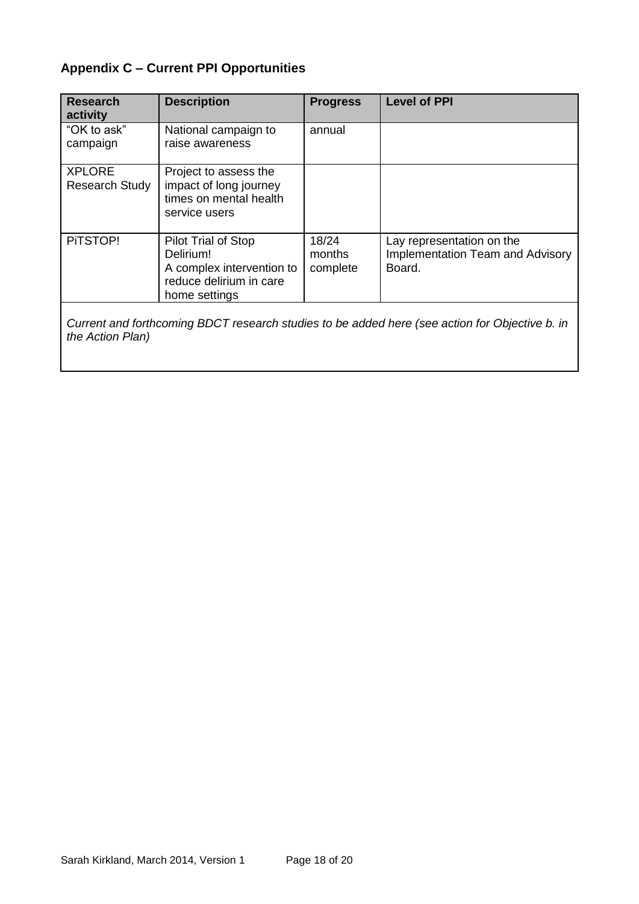## Appendix C – Current PPI Opportunities

| Research activity | Description | Progress | Level of PPI |
|---|---|---|---|
| "OK to ask" campaign | National campaign to raise awareness | annual | |
| XPLORE Research Study | Project to assess the impact of long journey times on mental health service users | | |
| PiTSTOP! | Pilot Trial of Stop Delirium!<br>A complex intervention to reduce delirium in care home settings | 18/24 months complete | Lay representation on the Implementation Team and Advisory Board. |
| *Current and forthcoming BDCT research studies to be added here (see action for Objective b. in the Action Plan)* | | | |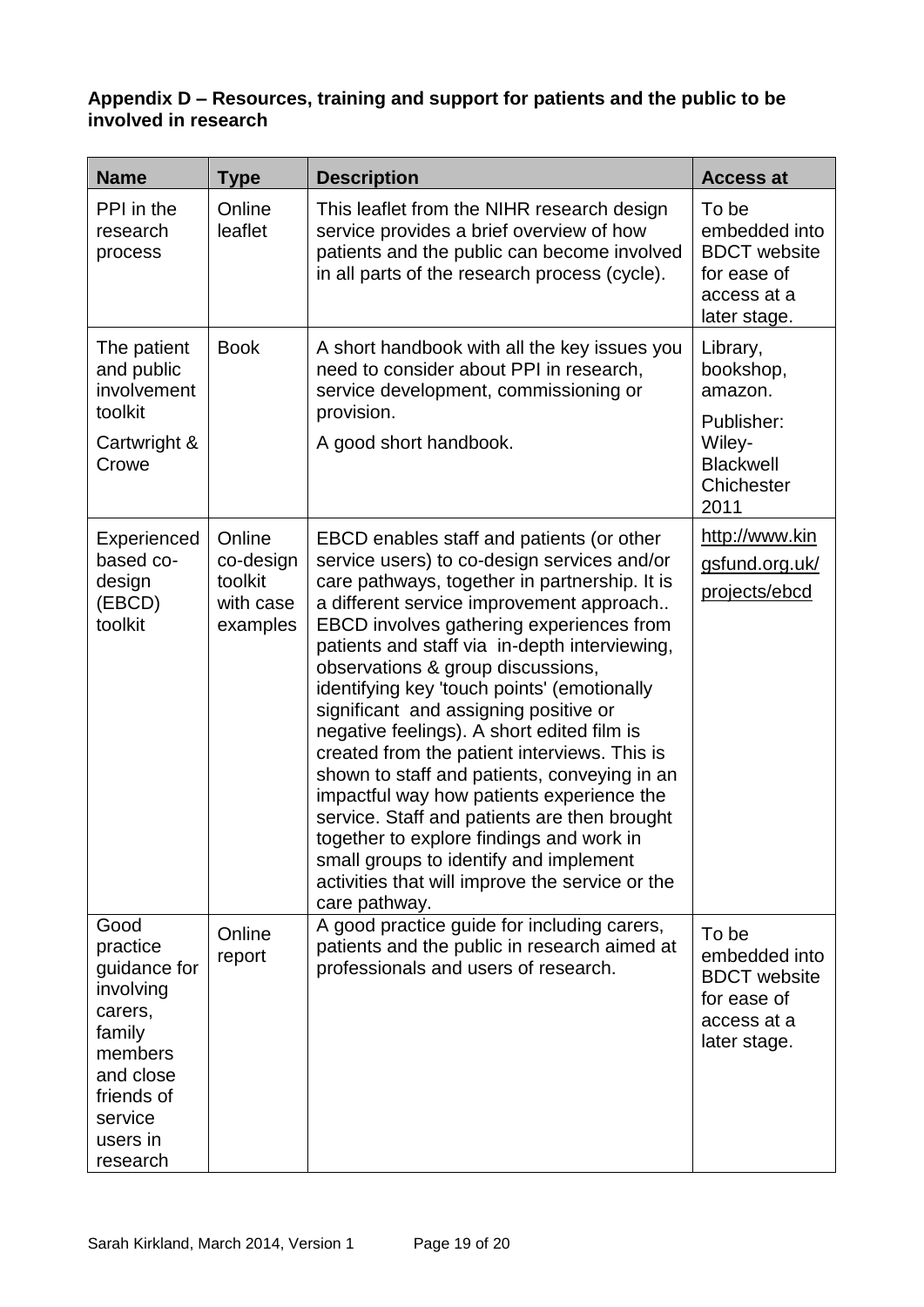**Appendix D – Resources, training and support for patients and the public to be involved in research**

| Name | Type | Description | Access at |
|---|---|---|---|
| PPI in the research process | Online leaflet | This leaflet from the NIHR research design service provides a brief overview of how patients and the public can become involved in all parts of the research process (cycle). | To be embedded into BDCT website for ease of access at a later stage. |
| The patient and public involvement toolkit<br><br>Cartwright & Crowe | Book | A short handbook with all the key issues you need to consider about PPI in research, service development, commissioning or provision.<br><br>A good short handbook. | Library, bookshop, amazon.<br><br>Publisher: Wiley-Blackwell Chichester 2011 |
| Experienced based co-design (EBCD) toolkit | Online co-design toolkit with case examples | EBCD enables staff and patients (or other service users) to co-design services and/or care pathways, together in partnership. It is a different service improvement approach.. EBCD involves gathering experiences from patients and staff via in-depth interviewing, observations & group discussions, identifying key 'touch points' (emotionally significant and assigning positive or negative feelings). A short edited film is created from the patient interviews. This is shown to staff and patients, conveying in an impactful way how patients experience the service. Staff and patients are then brought together to explore findings and work in small groups to identify and implement activities that will improve the service or the care pathway. | http://www.kingsfund.org.uk/projects/ebcd |
| Good practice guidance for involving carers, family members and close friends of service users in research | Online report | A good practice guide for including carers, patients and the public in research aimed at professionals and users of research. | To be embedded into BDCT website for ease of access at a later stage. |

Sarah Kirkland, March 2014, Version 1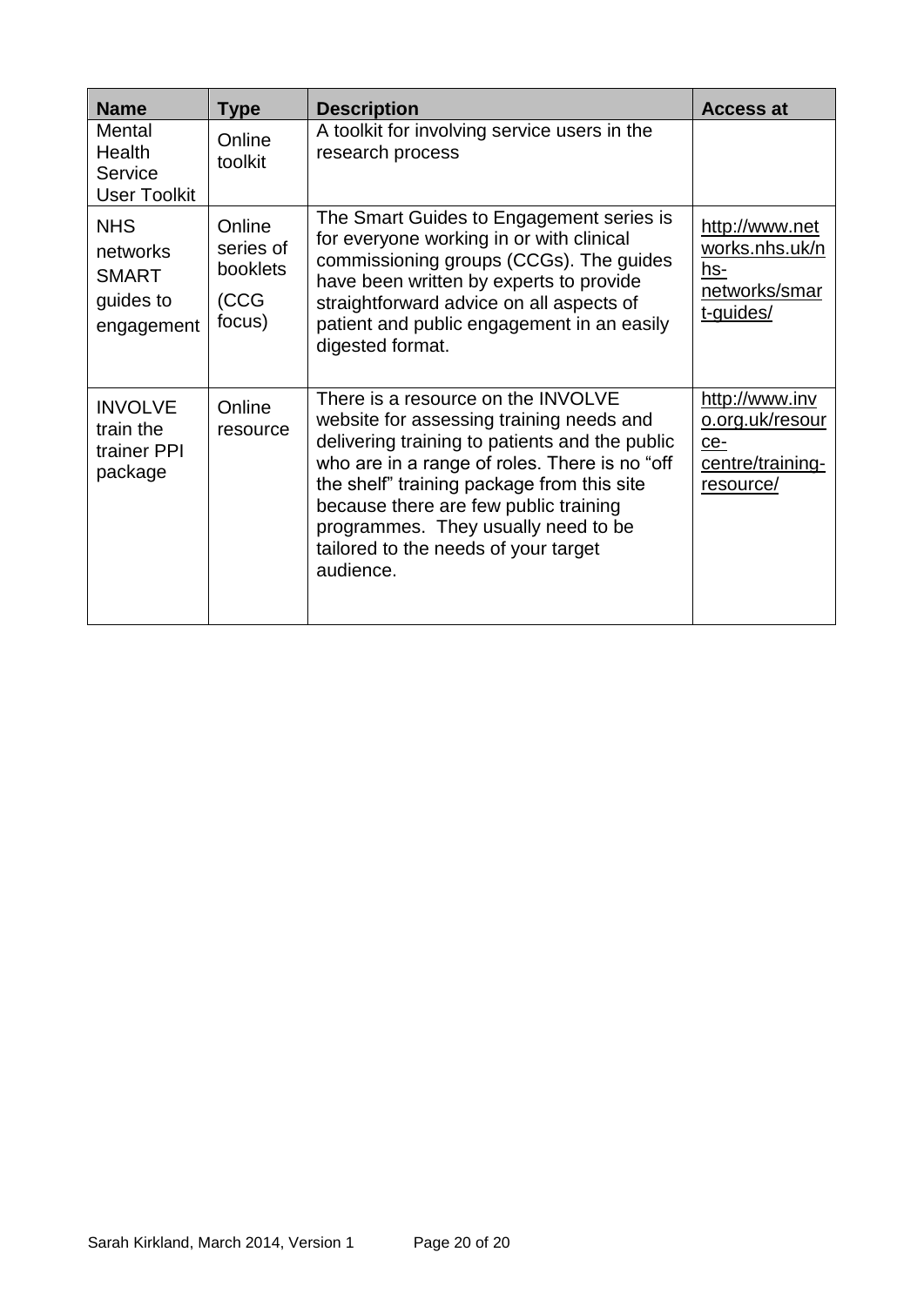| Name | Type | Description | Access at |
|---|---|---|---|
| Mental Health Service User Toolkit | Online toolkit | A toolkit for involving service users in the research process | |
| NHS networks SMART guides to engagement | Online series of booklets (CCG focus) | The Smart Guides to Engagement series is for everyone working in or with clinical commissioning groups (CCGs). The guides have been written by experts to provide straightforward advice on all aspects of patient and public engagement in an easily digested format. | http://www.networks.nhs.uk/nhs-networks/smart-guides/ |
| INVOLVE train the trainer PPI package | Online resource | There is a resource on the INVOLVE website for assessing training needs and delivering training to patients and the public who are in a range of roles. There is no "off the shelf" training package from this site because there are few public training programmes. They usually need to be tailored to the needs of your target audience. | http://www.invo.org.uk/resource-centre/training-resource/ |